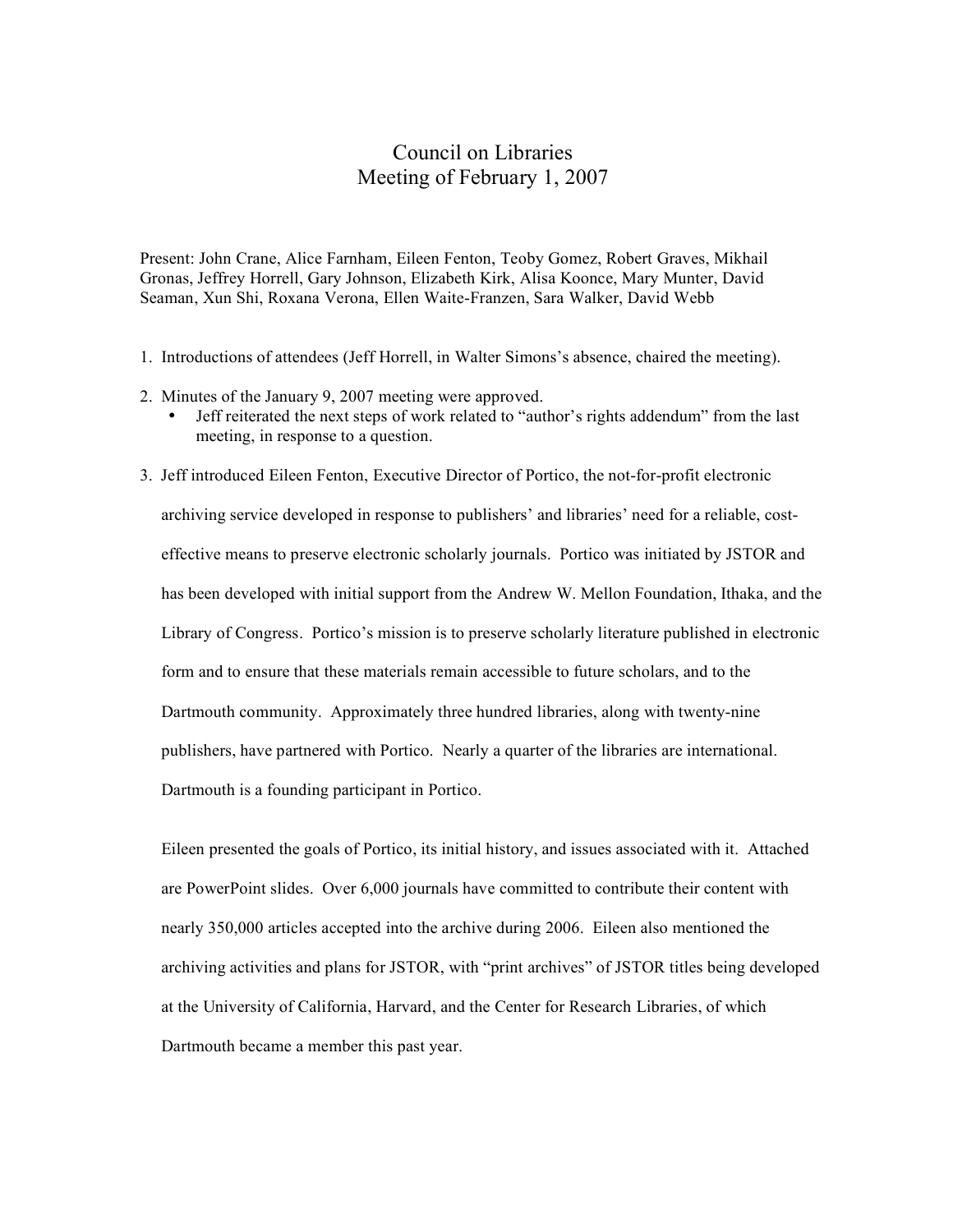# Council on Libraries
## Meeting of February 1, 2007

Present: John Crane, Alice Farnham, Eileen Fenton, Teoby Gomez, Robert Graves, Mikhail Gronas, Jeffrey Horrell, Gary Johnson, Elizabeth Kirk, Alisa Koonce, Mary Munter, David Seaman, Xun Shi, Roxana Verona, Ellen Waite-Franzen, Sara Walker, David Webb

1. Introductions of attendees (Jeff Horrell, in Walter Simons's absence, chaired the meeting).

2. Minutes of the January 9, 2007 meeting were approved.
   - Jeff reiterated the next steps of work related to "author's rights addendum" from the last meeting, in response to a question.

3. Jeff introduced Eileen Fenton, Executive Director of Portico, the not-for-profit electronic archiving service developed in response to publishers' and libraries' need for a reliable, cost-effective means to preserve electronic scholarly journals. Portico was initiated by JSTOR and has been developed with initial support from the Andrew W. Mellon Foundation, Ithaka, and the Library of Congress. Portico's mission is to preserve scholarly literature published in electronic form and to ensure that these materials remain accessible to future scholars, and to the Dartmouth community. Approximately three hundred libraries, along with twenty-nine publishers, have partnered with Portico. Nearly a quarter of the libraries are international. Dartmouth is a founding participant in Portico.

   Eileen presented the goals of Portico, its initial history, and issues associated with it. Attached are PowerPoint slides. Over 6,000 journals have committed to contribute their content with nearly 350,000 articles accepted into the archive during 2006. Eileen also mentioned the archiving activities and plans for JSTOR, with "print archives" of JSTOR titles being developed at the University of California, Harvard, and the Center for Research Libraries, of which Dartmouth became a member this past year.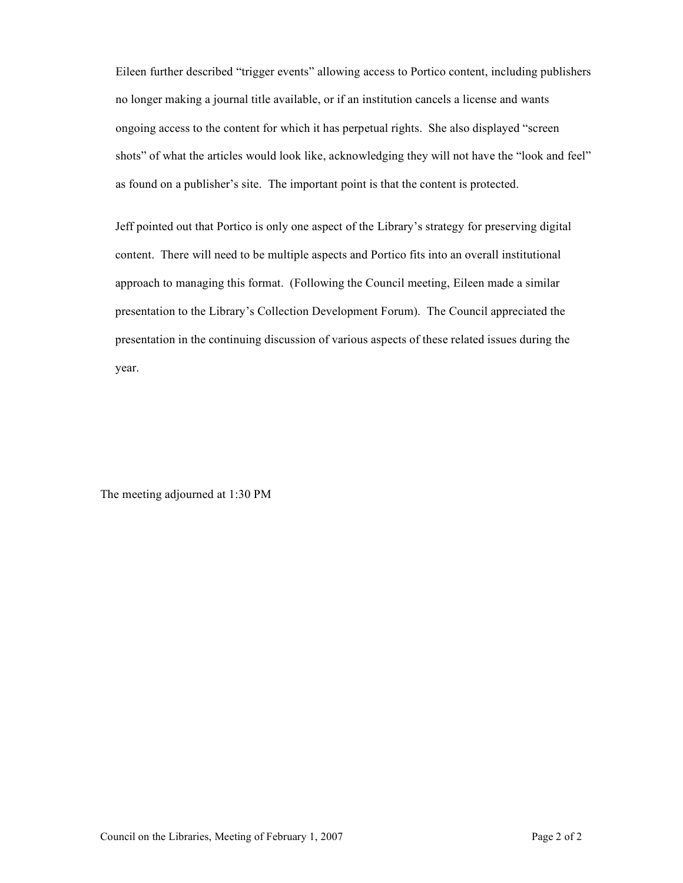Eileen further described "trigger events" allowing access to Portico content, including publishers no longer making a journal title available, or if an institution cancels a license and wants ongoing access to the content for which it has perpetual rights. She also displayed "screen shots" of what the articles would look like, acknowledging they will not have the "look and feel" as found on a publisher's site. The important point is that the content is protected.

Jeff pointed out that Portico is only one aspect of the Library's strategy for preserving digital content. There will need to be multiple aspects and Portico fits into an overall institutional approach to managing this format. (Following the Council meeting, Eileen made a similar presentation to the Library's Collection Development Forum). The Council appreciated the presentation in the continuing discussion of various aspects of these related issues during the year.

The meeting adjourned at 1:30 PM